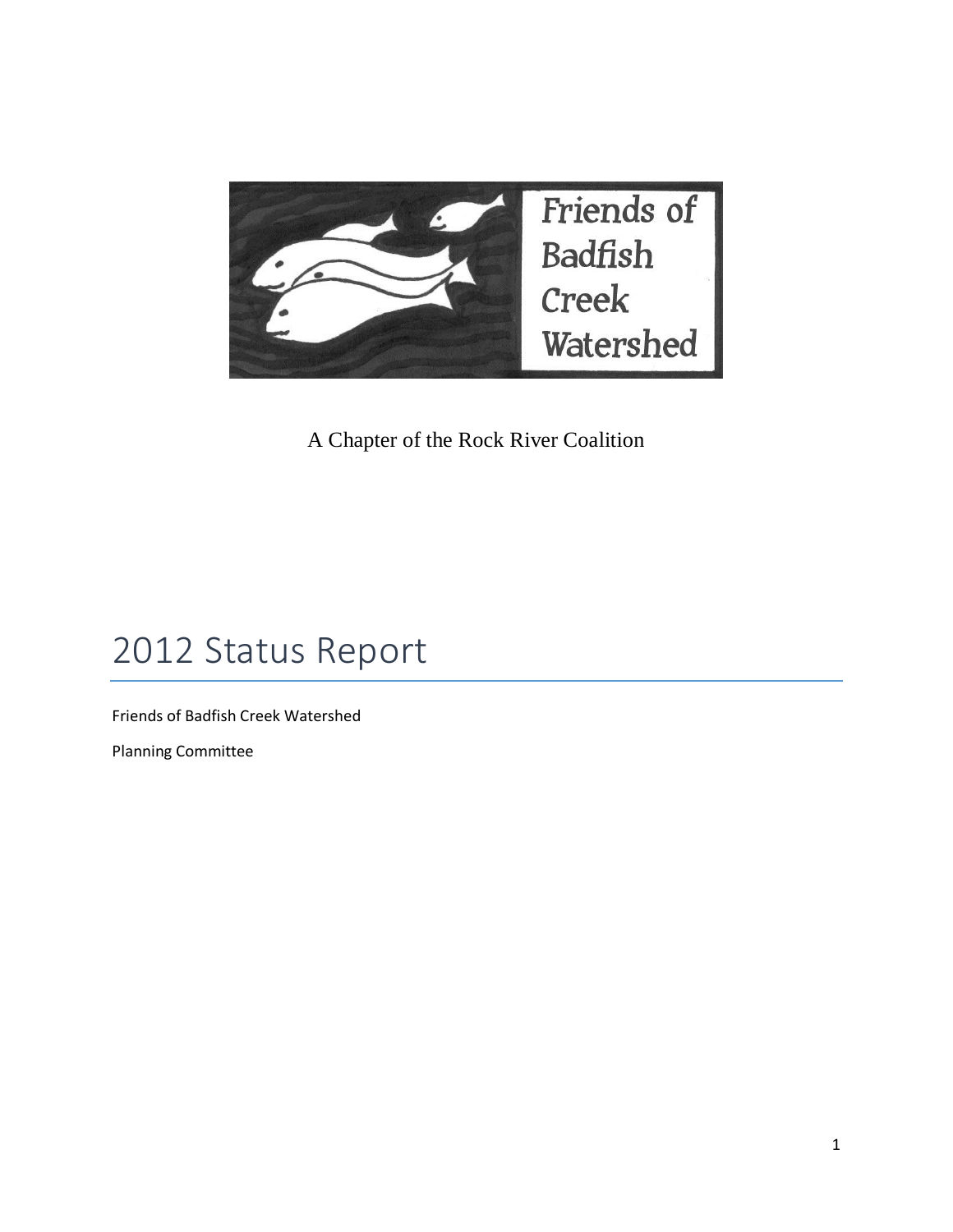Friends of Badfish Creek Watershed

A Chapter of the Rock River Coalition

# 2012 Status Report

Friends of Badfish Creek Watershed

Planning Committee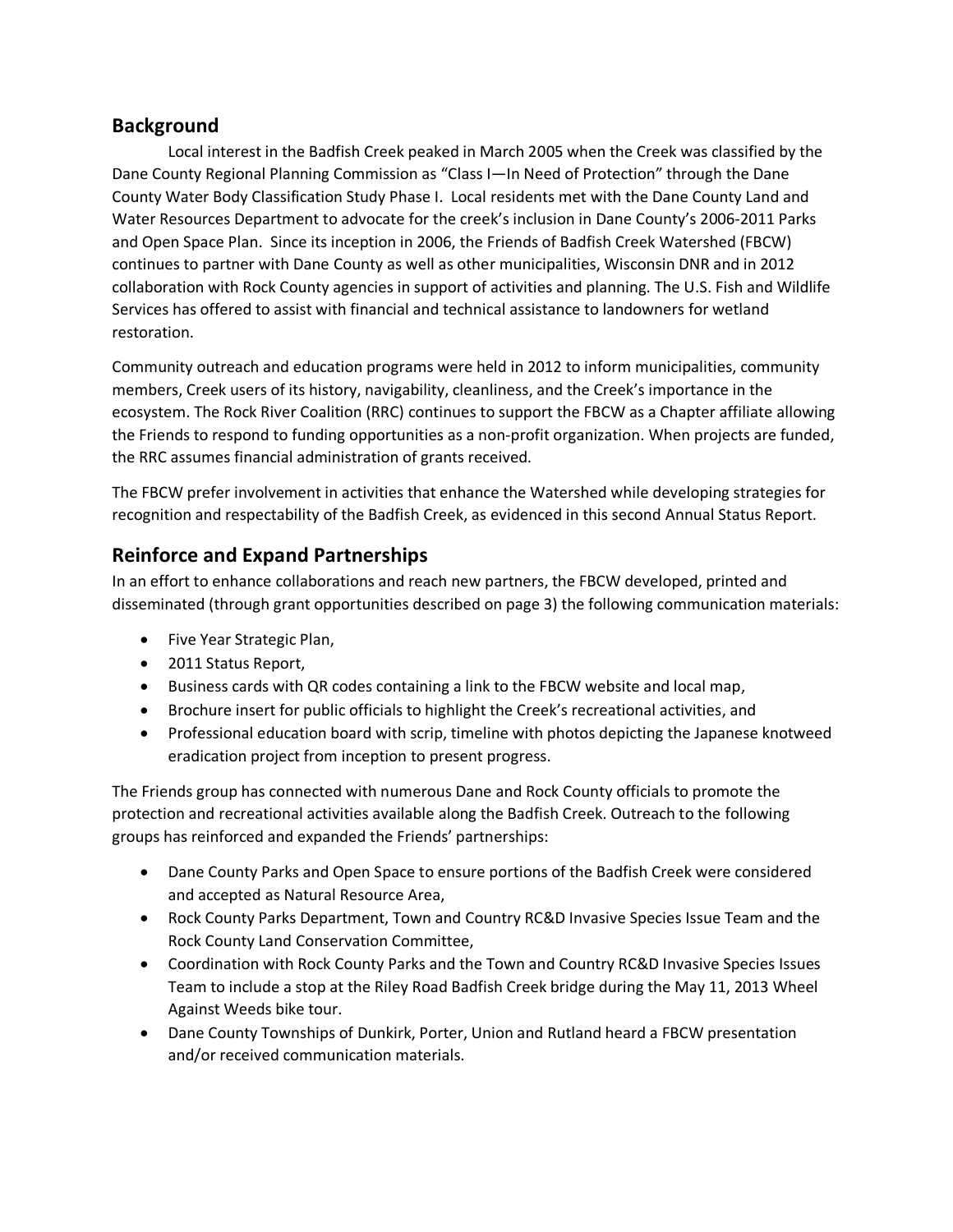## Background

Local interest in the Badfish Creek peaked in March 2005 when the Creek was classified by the Dane County Regional Planning Commission as "Class I—In Need of Protection" through the Dane County Water Body Classification Study Phase I. Local residents met with the Dane County Land and Water Resources Department to advocate for the creek's inclusion in Dane County's 2006-2011 Parks and Open Space Plan. Since its inception in 2006, the Friends of Badfish Creek Watershed (FBCW) continues to partner with Dane County as well as other municipalities, Wisconsin DNR and in 2012 collaboration with Rock County agencies in support of activities and planning. The U.S. Fish and Wildlife Services has offered to assist with financial and technical assistance to landowners for wetland restoration.

Community outreach and education programs were held in 2012 to inform municipalities, community members, Creek users of its history, navigability, cleanliness, and the Creek's importance in the ecosystem. The Rock River Coalition (RRC) continues to support the FBCW as a Chapter affiliate allowing the Friends to respond to funding opportunities as a non-profit organization. When projects are funded, the RRC assumes financial administration of grants received.

The FBCW prefer involvement in activities that enhance the Watershed while developing strategies for recognition and respectability of the Badfish Creek, as evidenced in this second Annual Status Report.

## Reinforce and Expand Partnerships

In an effort to enhance collaborations and reach new partners, the FBCW developed, printed and disseminated (through grant opportunities described on page 3) the following communication materials:

- Five Year Strategic Plan,
- 2011 Status Report,
- Business cards with QR codes containing a link to the FBCW website and local map,
- Brochure insert for public officials to highlight the Creek's recreational activities, and
- Professional education board with scrip, timeline with photos depicting the Japanese knotweed eradication project from inception to present progress.

The Friends group has connected with numerous Dane and Rock County officials to promote the protection and recreational activities available along the Badfish Creek. Outreach to the following groups has reinforced and expanded the Friends' partnerships:

- Dane County Parks and Open Space to ensure portions of the Badfish Creek were considered and accepted as Natural Resource Area,
- Rock County Parks Department, Town and Country RC&D Invasive Species Issue Team and the Rock County Land Conservation Committee,
- Coordination with Rock County Parks and the Town and Country RC&D Invasive Species Issues Team to include a stop at the Riley Road Badfish Creek bridge during the May 11, 2013 Wheel Against Weeds bike tour.
- Dane County Townships of Dunkirk, Porter, Union and Rutland heard a FBCW presentation and/or received communication materials.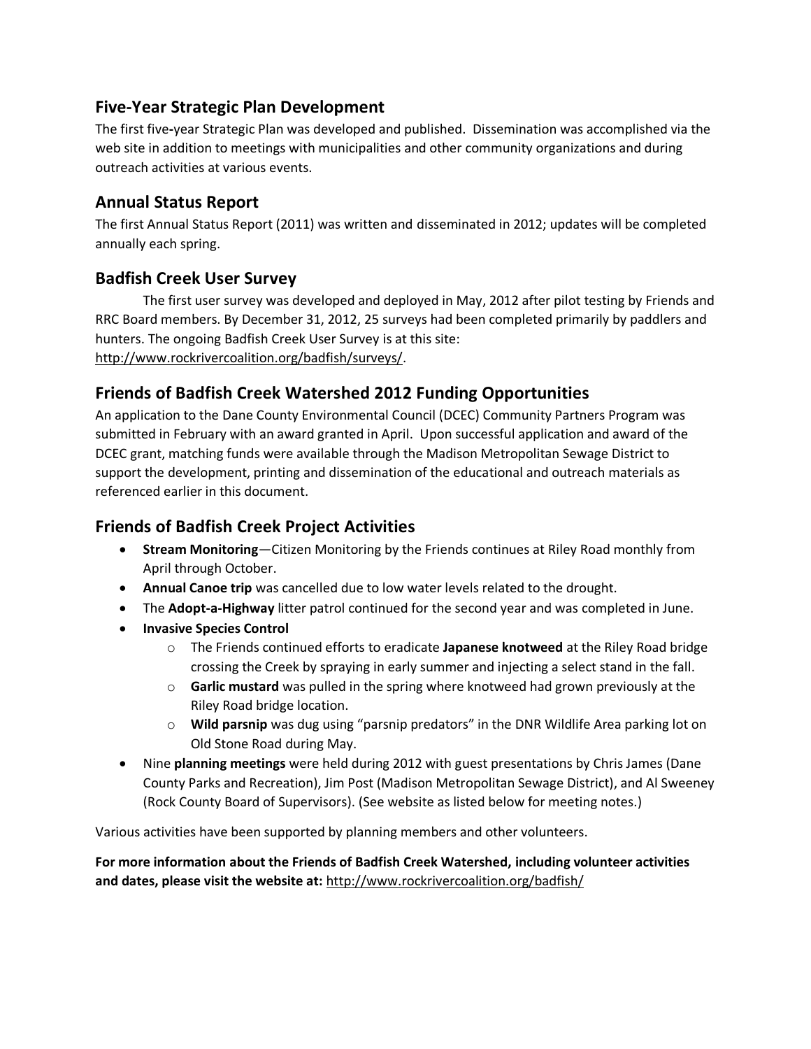## Five-Year Strategic Plan Development

The first five-year Strategic Plan was developed and published. Dissemination was accomplished via the web site in addition to meetings with municipalities and other community organizations and during outreach activities at various events.

## Annual Status Report

The first Annual Status Report (2011) was written and disseminated in 2012; updates will be completed annually each spring.

## Badfish Creek User Survey

The first user survey was developed and deployed in May, 2012 after pilot testing by Friends and RRC Board members. By December 31, 2012, 25 surveys had been completed primarily by paddlers and hunters. The ongoing Badfish Creek User Survey is at this site: http://www.rockrivercoalition.org/badfish/surveys/.

## Friends of Badfish Creek Watershed 2012 Funding Opportunities

An application to the Dane County Environmental Council (DCEC) Community Partners Program was submitted in February with an award granted in April. Upon successful application and award of the DCEC grant, matching funds were available through the Madison Metropolitan Sewage District to support the development, printing and dissemination of the educational and outreach materials as referenced earlier in this document.

## Friends of Badfish Creek Project Activities

- **Stream Monitoring**—Citizen Monitoring by the Friends continues at Riley Road monthly from April through October.
- **Annual Canoe trip** was cancelled due to low water levels related to the drought.
- The **Adopt-a-Highway** litter patrol continued for the second year and was completed in June.
- **Invasive Species Control**
    - The Friends continued efforts to eradicate **Japanese knotweed** at the Riley Road bridge crossing the Creek by spraying in early summer and injecting a select stand in the fall.
    - **Garlic mustard** was pulled in the spring where knotweed had grown previously at the Riley Road bridge location.
    - **Wild parsnip** was dug using "parsnip predators" in the DNR Wildlife Area parking lot on Old Stone Road during May.
- Nine **planning meetings** were held during 2012 with guest presentations by Chris James (Dane County Parks and Recreation), Jim Post (Madison Metropolitan Sewage District), and Al Sweeney (Rock County Board of Supervisors). (See website as listed below for meeting notes.)

Various activities have been supported by planning members and other volunteers.

**For more information about the Friends of Badfish Creek Watershed, including volunteer activities and dates, please visit the website at:** http://www.rockrivercoalition.org/badfish/